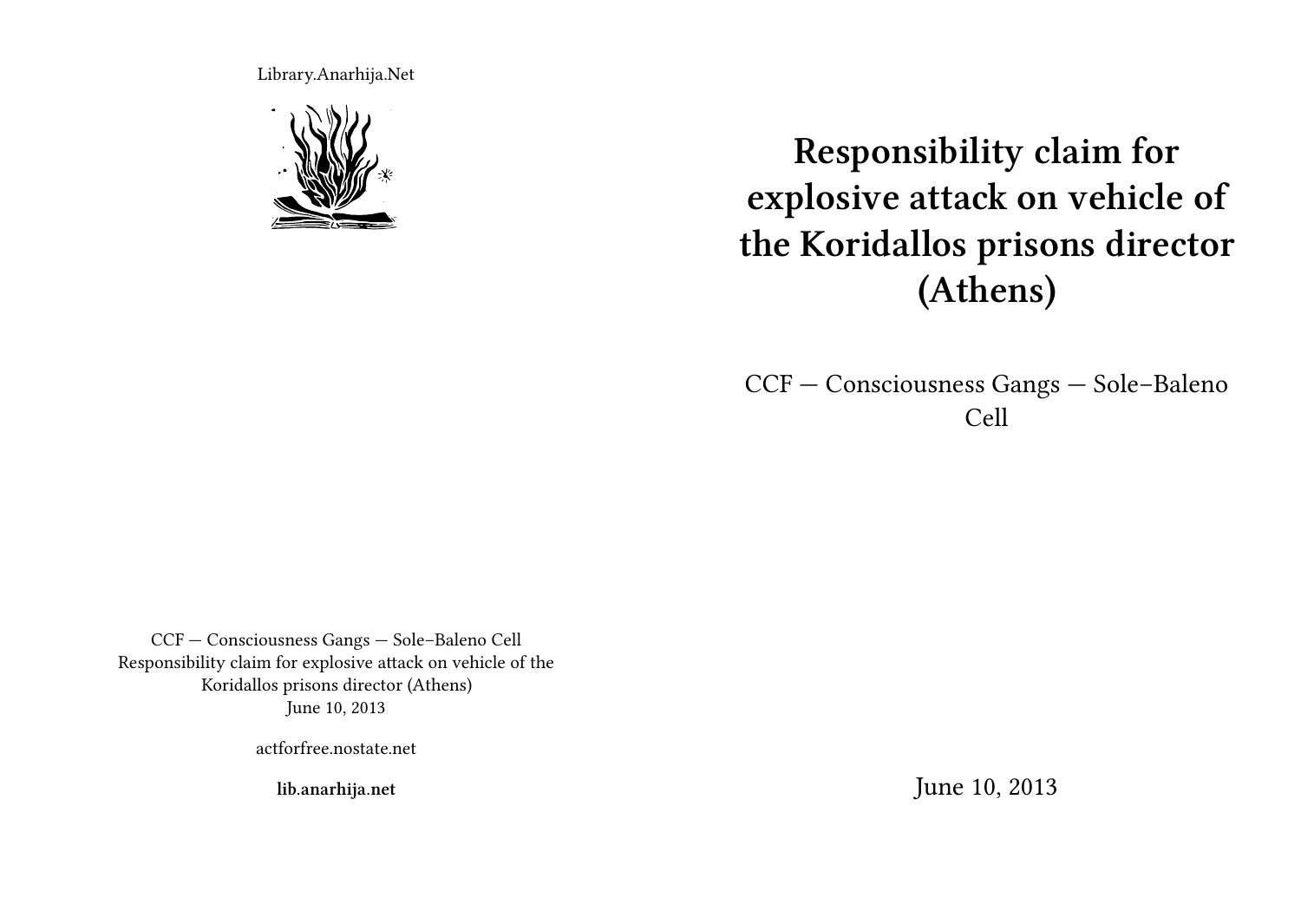Library.Anarhija.Net

# Responsibility claim for explosive attack on vehicle of the Koridallos prisons director (Athens)

CCF — Consciousness Gangs — Sole–Baleno Cell

June 10, 2013

CCF — Consciousness Gangs — Sole–Baleno Cell
Responsibility claim for explosive attack on vehicle of the Koridallos prisons director (Athens)
June 10, 2013

actforfree.nostate.net

**lib.anarhija.net**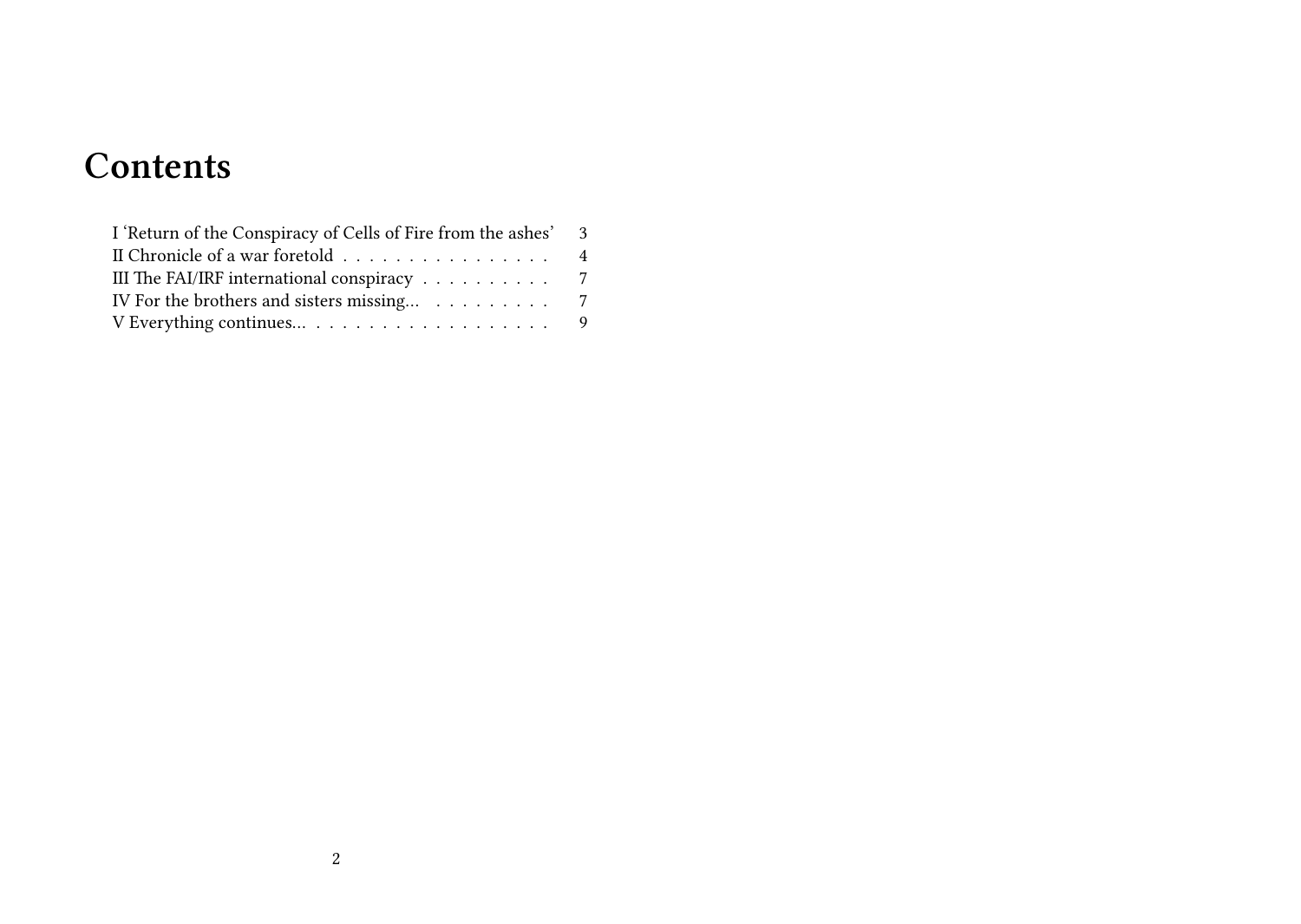# Contents

- I 'Return of the Conspiracy of Cells of Fire from the ashes' 3
- II Chronicle of a war foretold 4
- III The FAI/IRF international conspiracy 7
- IV For the brothers and sisters missing... 7
- V Everything continues... 9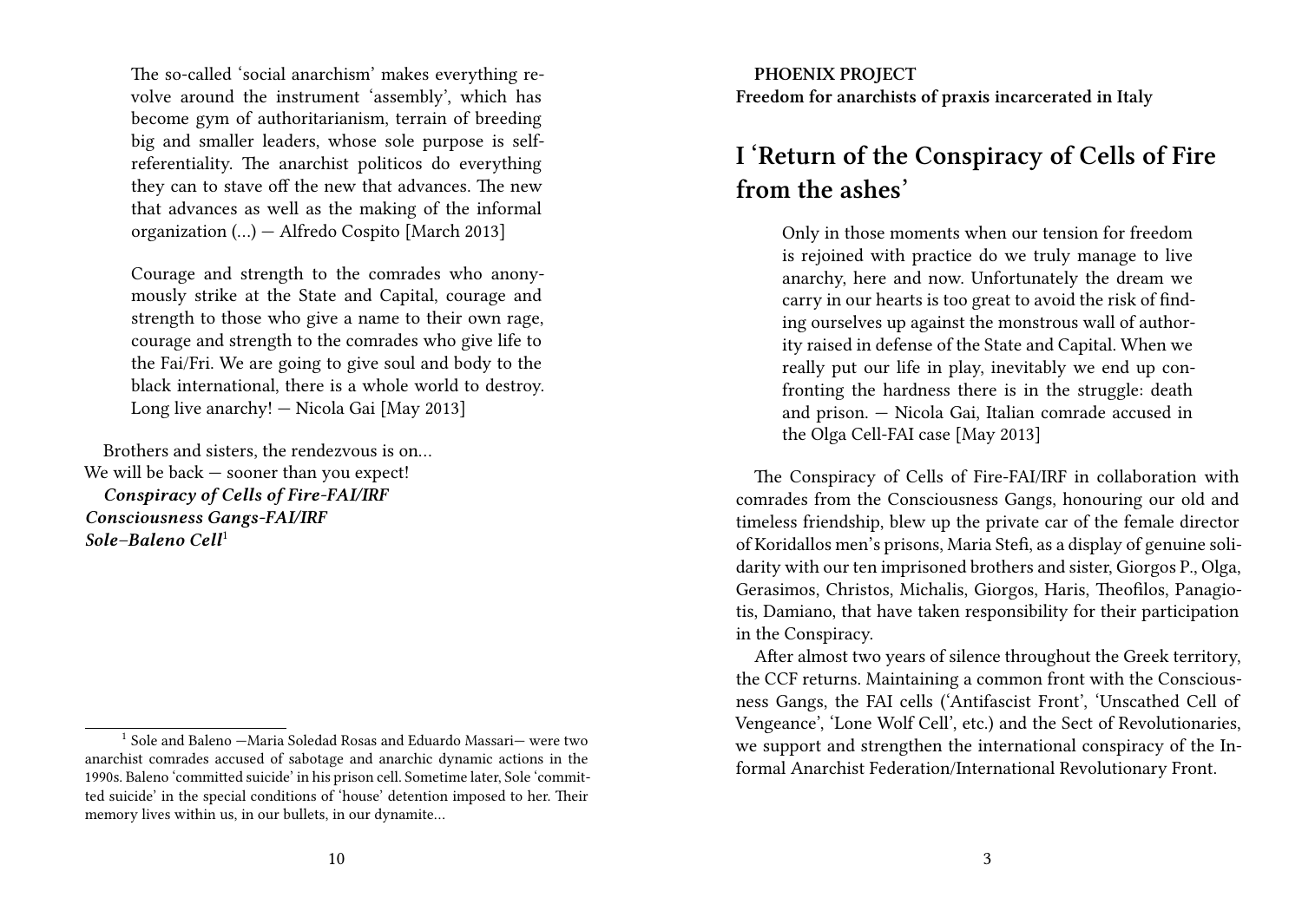> The so-called 'social anarchism' makes everything revolve around the instrument 'assembly', which has become gym of authoritarianism, terrain of breeding big and smaller leaders, whose sole purpose is self-referentiality. The anarchist politicos do everything they can to stave off the new that advances. The new that advances as well as the making of the informal organization (…) — Alfredo Cospito [March 2013]

> Courage and strength to the comrades who anonymously strike at the State and Capital, courage and strength to those who give a name to their own rage, courage and strength to the comrades who give life to the Fai/Fri. We are going to give soul and body to the black international, there is a whole world to destroy. Long live anarchy! — Nicola Gai [May 2013]

Brothers and sisters, the rendezvous is on…
We will be back — sooner than you expect!
***Conspiracy of Cells of Fire-FAI/IRF***
***Consciousness Gangs-FAI/IRF***
***Sole–Baleno Cell***[1]

[1] Sole and Baleno —Maria Soledad Rosas and Eduardo Massari— were two anarchist comrades accused of sabotage and anarchic dynamic actions in the 1990s. Baleno 'committed suicide' in his prison cell. Sometime later, Sole 'committed suicide' in the special conditions of 'house' detention imposed to her. Their memory lives within us, in our bullets, in our dynamite…

**PHOENIX PROJECT**
**Freedom for anarchists of praxis incarcerated in Italy**

## I 'Return of the Conspiracy of Cells of Fire from the ashes'

> Only in those moments when our tension for freedom is rejoined with practice do we truly manage to live anarchy, here and now. Unfortunately the dream we carry in our hearts is too great to avoid the risk of finding ourselves up against the monstrous wall of authority raised in defense of the State and Capital. When we really put our life in play, inevitably we end up confronting the hardness there is in the struggle: death and prison. — Nicola Gai, Italian comrade accused in the Olga Cell-FAI case [May 2013]

The Conspiracy of Cells of Fire-FAI/IRF in collaboration with comrades from the Consciousness Gangs, honouring our old and timeless friendship, blew up the private car of the female director of Koridallos men's prisons, Maria Stefi, as a display of genuine solidarity with our ten imprisoned brothers and sister, Giorgos P., Olga, Gerasimos, Christos, Michalis, Giorgos, Haris, Theofilos, Panagiotis, Damiano, that have taken responsibility for their participation in the Conspiracy.

After almost two years of silence throughout the Greek territory, the CCF returns. Maintaining a common front with the Consciousness Gangs, the FAI cells ('Antifascist Front', 'Unscathed Cell of Vengeance', 'Lone Wolf Cell', etc.) and the Sect of Revolutionaries, we support and strengthen the international conspiracy of the Informal Anarchist Federation/International Revolutionary Front.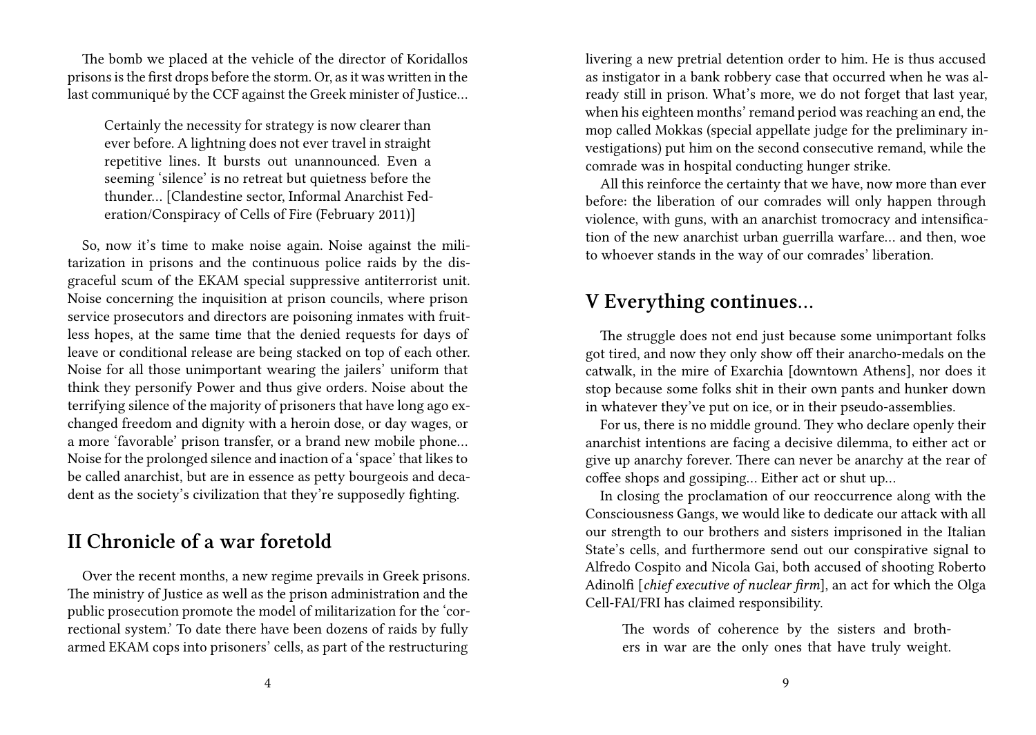The bomb we placed at the vehicle of the director of Koridallos prisons is the first drops before the storm. Or, as it was written in the last communiqué by the CCF against the Greek minister of Justice…

> Certainly the necessity for strategy is now clearer than ever before. A lightning does not ever travel in straight repetitive lines. It bursts out unannounced. Even a seeming 'silence' is no retreat but quietness before the thunder… [Clandestine sector, Informal Anarchist Federation/Conspiracy of Cells of Fire (February 2011)]

So, now it's time to make noise again. Noise against the militarization in prisons and the continuous police raids by the disgraceful scum of the EKAM special suppressive antiterrorist unit. Noise concerning the inquisition at prison councils, where prison service prosecutors and directors are poisoning inmates with fruitless hopes, at the same time that the denied requests for days of leave or conditional release are being stacked on top of each other. Noise for all those unimportant wearing the jailers' uniform that think they personify Power and thus give orders. Noise about the terrifying silence of the majority of prisoners that have long ago exchanged freedom and dignity with a heroin dose, or day wages, or a more 'favorable' prison transfer, or a brand new mobile phone… Noise for the prolonged silence and inaction of a 'space' that likes to be called anarchist, but are in essence as petty bourgeois and decadent as the society's civilization that they're supposedly fighting.

## II Chronicle of a war foretold

Over the recent months, a new regime prevails in Greek prisons. The ministry of Justice as well as the prison administration and the public prosecution promote the model of militarization for the 'correctional system.' To date there have been dozens of raids by fully armed EKAM cops into prisoners' cells, as part of the restructuring

livering a new pretrial detention order to him. He is thus accused as instigator in a bank robbery case that occurred when he was already still in prison. What's more, we do not forget that last year, when his eighteen months' remand period was reaching an end, the mop called Mokkas (special appellate judge for the preliminary investigations) put him on the second consecutive remand, while the comrade was in hospital conducting hunger strike.

All this reinforce the certainty that we have, now more than ever before: the liberation of our comrades will only happen through violence, with guns, with an anarchist tromocracy and intensification of the new anarchist urban guerrilla warfare… and then, woe to whoever stands in the way of our comrades' liberation.

## V Everything continues…

The struggle does not end just because some unimportant folks got tired, and now they only show off their anarcho-medals on the catwalk, in the mire of Exarchia [downtown Athens], nor does it stop because some folks shit in their own pants and hunker down in whatever they've put on ice, or in their pseudo-assemblies.

For us, there is no middle ground. They who declare openly their anarchist intentions are facing a decisive dilemma, to either act or give up anarchy forever. There can never be anarchy at the rear of coffee shops and gossiping… Either act or shut up…

In closing the proclamation of our reoccurrence along with the Consciousness Gangs, we would like to dedicate our attack with all our strength to our brothers and sisters imprisoned in the Italian State's cells, and furthermore send out our conspirative signal to Alfredo Cospito and Nicola Gai, both accused of shooting Roberto Adinolfi [*chief executive of nuclear firm*], an act for which the Olga Cell-FAI/FRI has claimed responsibility.

> The words of coherence by the sisters and brothers in war are the only ones that have truly weight.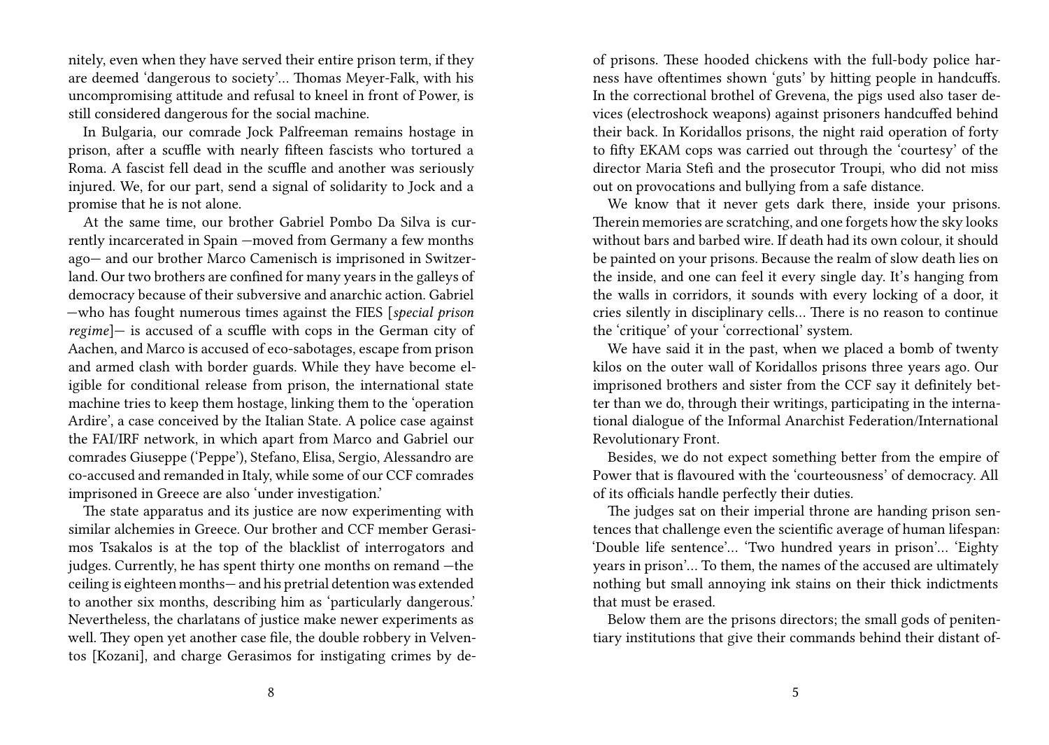nitely, even when they have served their entire prison term, if they are deemed 'dangerous to society'… Thomas Meyer-Falk, with his uncompromising attitude and refusal to kneel in front of Power, is still considered dangerous for the social machine.

In Bulgaria, our comrade Jock Palfreeman remains hostage in prison, after a scuffle with nearly fifteen fascists who tortured a Roma. A fascist fell dead in the scuffle and another was seriously injured. We, for our part, send a signal of solidarity to Jock and a promise that he is not alone.

At the same time, our brother Gabriel Pombo Da Silva is currently incarcerated in Spain —moved from Germany a few months ago— and our brother Marco Camenisch is imprisoned in Switzerland. Our two brothers are confined for many years in the galleys of democracy because of their subversive and anarchic action. Gabriel —who has fought numerous times against the FIES [*special prison regime*]— is accused of a scuffle with cops in the German city of Aachen, and Marco is accused of eco-sabotages, escape from prison and armed clash with border guards. While they have become eligible for conditional release from prison, the international state machine tries to keep them hostage, linking them to the 'operation Ardire', a case conceived by the Italian State. A police case against the FAI/IRF network, in which apart from Marco and Gabriel our comrades Giuseppe ('Peppe'), Stefano, Elisa, Sergio, Alessandro are co-accused and remanded in Italy, while some of our CCF comrades imprisoned in Greece are also 'under investigation.'

The state apparatus and its justice are now experimenting with similar alchemies in Greece. Our brother and CCF member Gerasimos Tsakalos is at the top of the blacklist of interrogators and judges. Currently, he has spent thirty one months on remand —the ceiling is eighteen months— and his pretrial detention was extended to another six months, describing him as 'particularly dangerous.' Nevertheless, the charlatans of justice make newer experiments as well. They open yet another case file, the double robbery in Velventos [Kozani], and charge Gerasimos for instigating crimes by de-

of prisons. These hooded chickens with the full-body police harness have oftentimes shown 'guts' by hitting people in handcuffs. In the correctional brothel of Grevena, the pigs used also taser devices (electroshock weapons) against prisoners handcuffed behind their back. In Koridallos prisons, the night raid operation of forty to fifty EKAM cops was carried out through the 'courtesy' of the director Maria Stefi and the prosecutor Troupi, who did not miss out on provocations and bullying from a safe distance.

We know that it never gets dark there, inside your prisons. Therein memories are scratching, and one forgets how the sky looks without bars and barbed wire. If death had its own colour, it should be painted on your prisons. Because the realm of slow death lies on the inside, and one can feel it every single day. It's hanging from the walls in corridors, it sounds with every locking of a door, it cries silently in disciplinary cells… There is no reason to continue the 'critique' of your 'correctional' system.

We have said it in the past, when we placed a bomb of twenty kilos on the outer wall of Koridallos prisons three years ago. Our imprisoned brothers and sister from the CCF say it definitely better than we do, through their writings, participating in the international dialogue of the Informal Anarchist Federation/International Revolutionary Front.

Besides, we do not expect something better from the empire of Power that is flavoured with the 'courteousness' of democracy. All of its officials handle perfectly their duties.

The judges sat on their imperial throne are handing prison sentences that challenge even the scientific average of human lifespan: 'Double life sentence'… 'Two hundred years in prison'… 'Eighty years in prison'… To them, the names of the accused are ultimately nothing but small annoying ink stains on their thick indictments that must be erased.

Below them are the prisons directors; the small gods of penitentiary institutions that give their commands behind their distant of-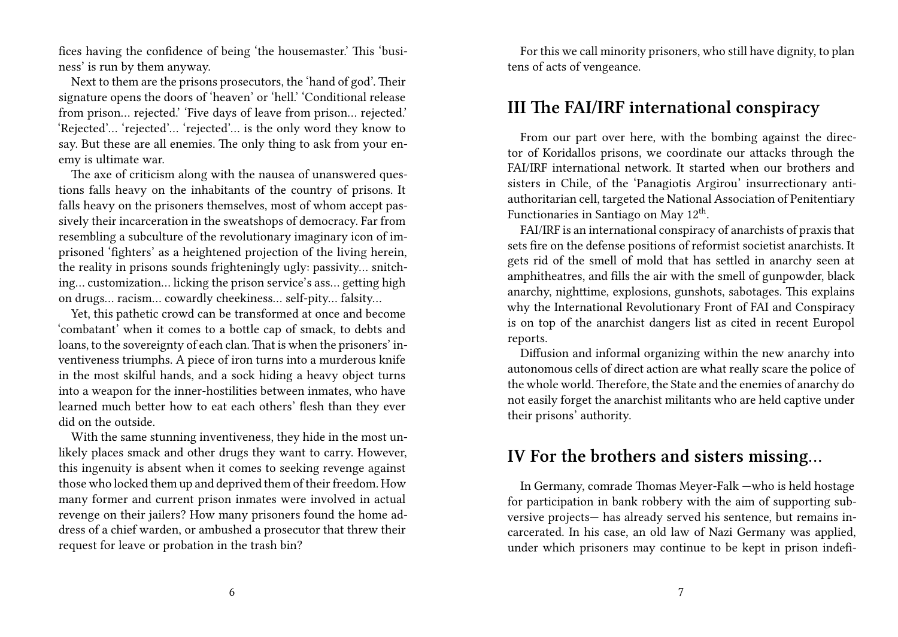fices having the confidence of being 'the housemaster.' This 'business' is run by them anyway.

Next to them are the prisons prosecutors, the 'hand of god'. Their signature opens the doors of 'heaven' or 'hell.' 'Conditional release from prison… rejected.' 'Five days of leave from prison… rejected.' 'Rejected'… 'rejected'… 'rejected'… is the only word they know to say. But these are all enemies. The only thing to ask from your enemy is ultimate war.

The axe of criticism along with the nausea of unanswered questions falls heavy on the inhabitants of the country of prisons. It falls heavy on the prisoners themselves, most of whom accept passively their incarceration in the sweatshops of democracy. Far from resembling a subculture of the revolutionary imaginary icon of imprisoned 'fighters' as a heightened projection of the living herein, the reality in prisons sounds frighteningly ugly: passivity… snitching… customization… licking the prison service's ass… getting high on drugs… racism… cowardly cheekiness… self-pity… falsity…

Yet, this pathetic crowd can be transformed at once and become 'combatant' when it comes to a bottle cap of smack, to debts and loans, to the sovereignty of each clan. That is when the prisoners' inventiveness triumphs. A piece of iron turns into a murderous knife in the most skilful hands, and a sock hiding a heavy object turns into a weapon for the inner-hostilities between inmates, who have learned much better how to eat each others' flesh than they ever did on the outside.

With the same stunning inventiveness, they hide in the most unlikely places smack and other drugs they want to carry. However, this ingenuity is absent when it comes to seeking revenge against those who locked them up and deprived them of their freedom. How many former and current prison inmates were involved in actual revenge on their jailers? How many prisoners found the home address of a chief warden, or ambushed a prosecutor that threw their request for leave or probation in the trash bin?

For this we call minority prisoners, who still have dignity, to plan tens of acts of vengeance.

## III The FAI/IRF international conspiracy

From our part over here, with the bombing against the director of Koridallos prisons, we coordinate our attacks through the FAI/IRF international network. It started when our brothers and sisters in Chile, of the 'Panagiotis Argirou' insurrectionary anti-authoritarian cell, targeted the National Association of Penitentiary Functionaries in Santiago on May 12th.

FAI/IRF is an international conspiracy of anarchists of praxis that sets fire on the defense positions of reformist societist anarchists. It gets rid of the smell of mold that has settled in anarchy seen at amphitheatres, and fills the air with the smell of gunpowder, black anarchy, nighttime, explosions, gunshots, sabotages. This explains why the International Revolutionary Front of FAI and Conspiracy is on top of the anarchist dangers list as cited in recent Europol reports.

Diffusion and informal organizing within the new anarchy into autonomous cells of direct action are what really scare the police of the whole world. Therefore, the State and the enemies of anarchy do not easily forget the anarchist militants who are held captive under their prisons' authority.

## IV For the brothers and sisters missing…

In Germany, comrade Thomas Meyer-Falk —who is held hostage for participation in bank robbery with the aim of supporting subversive projects— has already served his sentence, but remains incarcerated. In his case, an old law of Nazi Germany was applied, under which prisoners may continue to be kept in prison indefi-